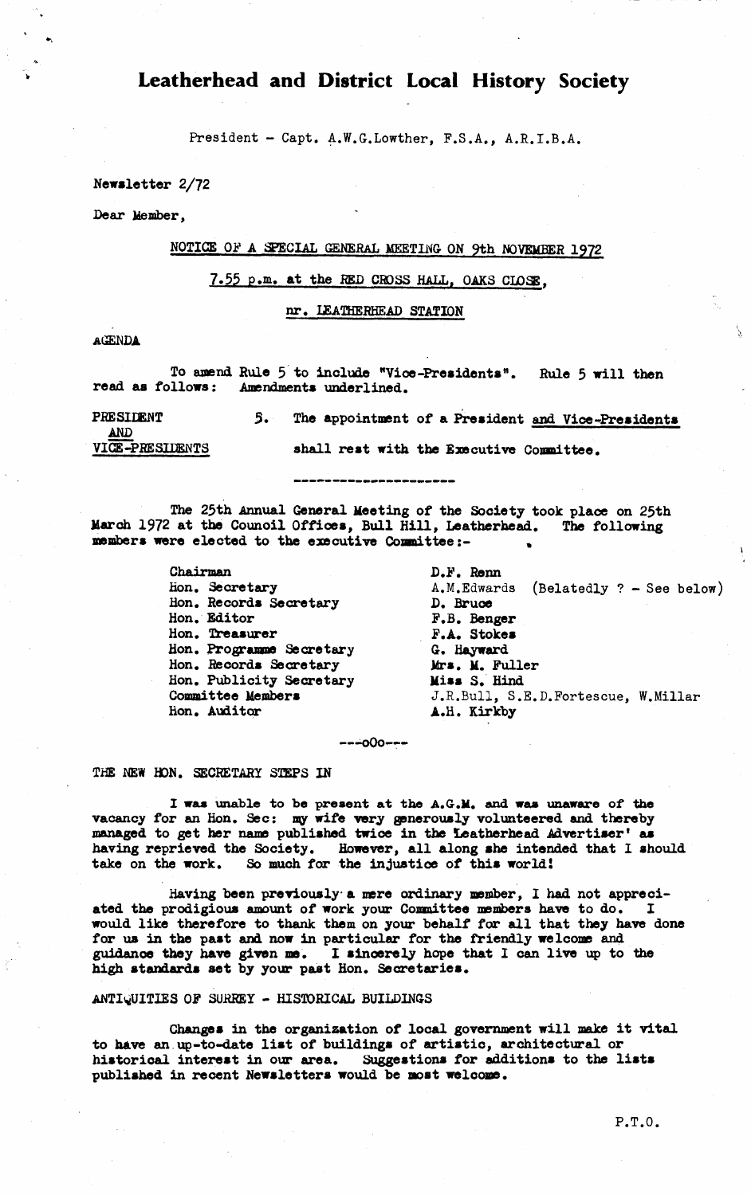# Leatherhead and District Local History Society

President – Capt. A.W.G.Lowther, F.S.A., A.R.I.B.A.

Newsletter 2/72

Dear Member,

NOTICE OF A SPECIAL GENERAL MEETING ON 9th NOVEMBER 1972

7.55 p.m. at the RED CROSS HALL, OAKS CLOSE,

nr. LEATHERHEAD STATION

AGENDA

To amend Rule 5 to include "Vice-Presidents". Rule 5 will then read as follows: Amendments underlined.

PRESIDENT AND VICE-PRESIDENTS

5. The appointment of a President and Vice-Presidents shall rest with the Executive Committee.

---

The 25th Annual General Meeting of the Society took place on 25th March 1972 at the Council Offices, Bull Hill, Leatherhead. The following members were elected to the executive Committee:-

| | |
|---|---|
| Chairman | D.F. Renn |
| Hon. Secretary | A.M.Edwards (Belatedly ? – See below) |
| Hon. Records Secretary | D. Bruce |
| Hon. Editor | F.B. Benger |
| Hon. Treasurer | F.A. Stokes |
| Hon. Programme Secretary | G. Hayward |
| Hon. Records Secretary | Mrs. M. Fuller |
| Hon. Publicity Secretary | Miss S. Hind |
| Committee Members | J.R.Bull, S.E.D.Fortescue, W.Millar |
| Hon. Auditor | A.H. Kirkby |

---oOo---

THE NEW HON. SECRETARY STEPS IN

I was unable to be present at the A.G.M. and was unaware of the vacancy for an Hon. Sec: my wife very generously volunteered and thereby managed to get her name published twice in the 'Leatherhead Advertiser' as having reprieved the Society. However, all along she intended that I should take on the work. So much for the injustice of this world!

Having been previously a mere ordinary member, I had not appreciated the prodigious amount of work your Committee members have to do. I would like therefore to thank them on your behalf for all that they have done for us in the past and now in particular for the friendly welcome and guidance they have given me. I sincerely hope that I can live up to the high standards set by your past Hon. Secretaries.

ANTIQUITIES OF SURREY – HISTORICAL BUILDINGS

Changes in the organization of local government will make it vital to have an up-to-date list of buildings of artistic, architectural or historical interest in our area. Suggestions for additions to the lists published in recent Newsletters would be most welcome.

P.T.O.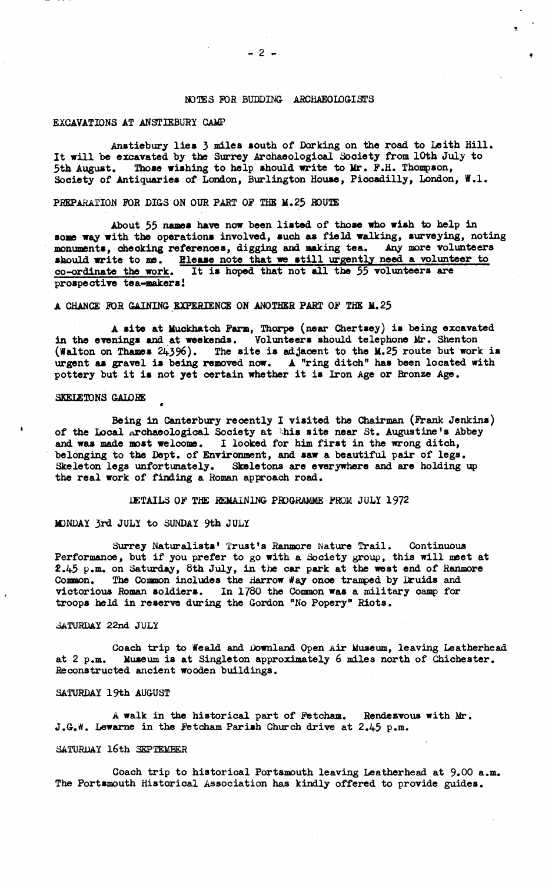## NOTES FOR BUDDING ARCHAEOLOGISTS

### EXCAVATIONS AT ANSTIEBURY CAMP

Anstiebury lies 3 miles south of Dorking on the road to Leith Hill. It will be excavated by the Surrey Archaeological Society from 10th July to 5th August. Those wishing to help should write to Mr. F.H. Thompson, Society of Antiquaries of London, Burlington House, Piccadilly, London, W.1.

### PREPARATION FOR DIGS ON OUR PART OF THE M.25 ROUTE

About 55 names have now been listed of those who wish to help in some way with the operations involved, such as field walking, surveying, noting monuments, checking references, digging and making tea. Any more volunteers should write to me. Please note that we still urgently need a volunteer to co-ordinate the work. It is hoped that not all the 55 volunteers are prospective tea-makers!

### A CHANCE FOR GAINING EXPERIENCE ON ANOTHER PART OF THE M.25

A site at Muckhatch Farm, Thorpe (near Chertsey) is being excavated in the evenings and at weekends. Volunteers should telephone Mr. Shenton (Walton on Thames 24396). The site is adjacent to the M.25 route but work is urgent as gravel is being removed now. A "ring ditch" has been located with pottery but it is not yet certain whether it is Iron Age or Bronze Age.

### SKELETONS GALORE

Being in Canterbury recently I visited the Chairman (Frank Jenkins) of the Local Archaeological Society at this site near St. Augustine's Abbey and was made most welcome. I looked for him first in the wrong ditch, belonging to the Dept. of Environment, and saw a beautiful pair of legs. Skeleton legs unfortunately. Skeletons are everywhere and are holding up the real work of finding a Roman approach road.

## DETAILS OF THE REMAINING PROGRAMME FROM JULY 1972

### MONDAY 3rd JULY to SUNDAY 9th JULY

Surrey Naturalists' Trust's Ranmore Nature Trail. Continuous Performance, but if you prefer to go with a Society group, this will meet at 2.45 p.m. on Saturday, 8th July, in the car park at the west end of Ranmore Common. The Common includes the Harrow Way once tramped by Druids and victorious Roman soldiers. In 1780 the Common was a military camp for troops held in reserve during the Gordon "No Popery" Riots.

### SATURDAY 22nd JULY

Coach trip to Weald and Downland Open Air Museum, leaving Leatherhead at 2 p.m. Museum is at Singleton approximately 6 miles north of Chichester. Reconstructed ancient wooden buildings.

### SATURDAY 19th AUGUST

A walk in the historical part of Fetcham. Rendezvous with Mr. J.G.W. Lewarne in the Fetcham Parish Church drive at 2.45 p.m.

### SATURDAY 16th SEPTEMBER

Coach trip to historical Portsmouth leaving Leatherhead at 9.00 a.m. The Portsmouth Historical Association has kindly offered to provide guides.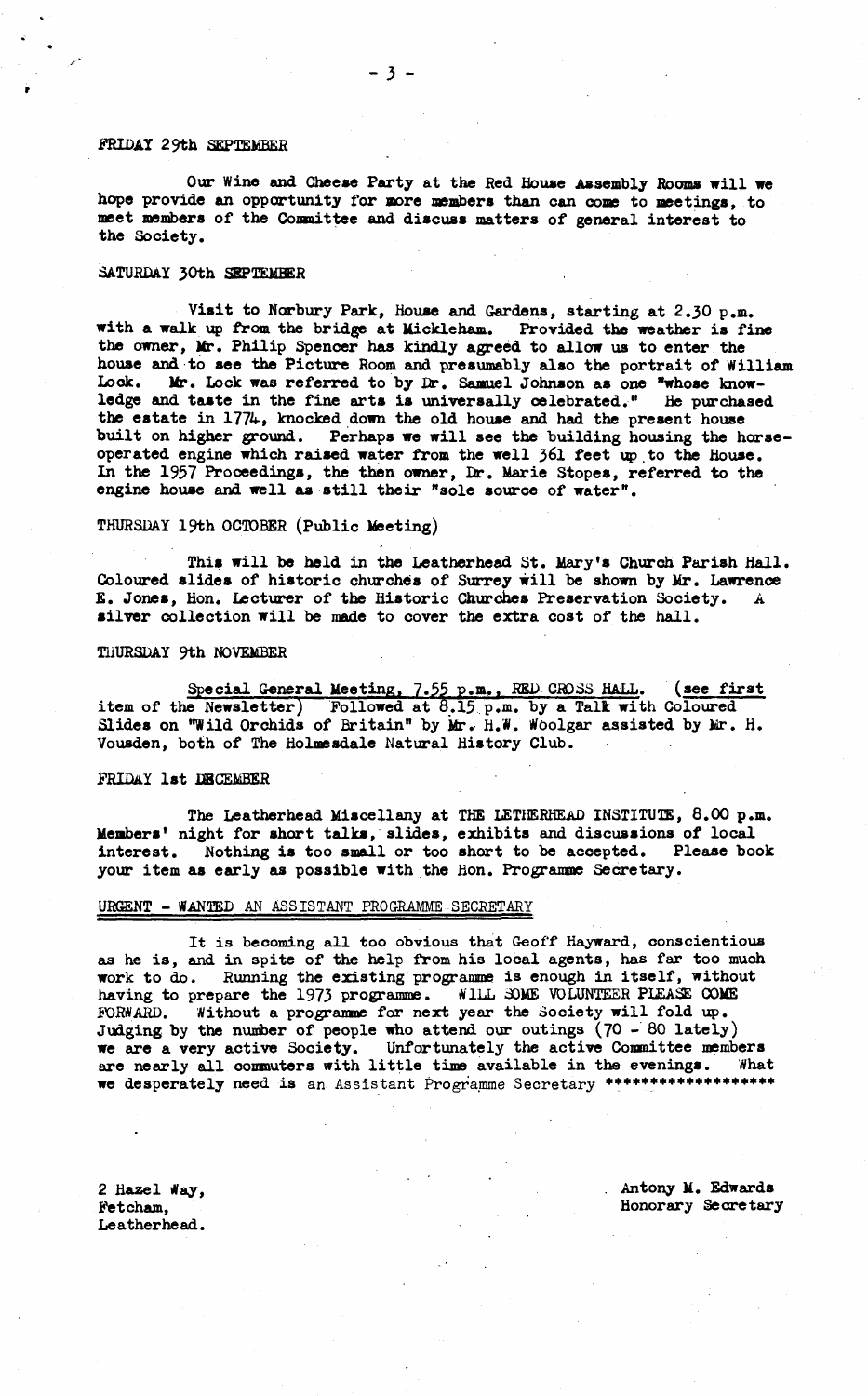FRIDAY 29th SEPTEMBER

Our Wine and Cheese Party at the Red House Assembly Rooms will we hope provide an opportunity for more members than can come to meetings, to meet members of the Committee and discuss matters of general interest to the Society.

SATURDAY 30th SEPTEMBER

Visit to Norbury Park, House and Gardens, starting at 2.30 p.m. with a walk up from the bridge at Mickleham. Provided the weather is fine the owner, Mr. Philip Spencer has kindly agreed to allow us to enter the house and to see the Picture Room and presumably also the portrait of William Lock. Mr. Lock was referred to by Dr. Samuel Johnson as one "whose knowledge and taste in the fine arts is universally celebrated." He purchased the estate in 1774, knocked down the old house and had the present house built on higher ground. Perhaps we will see the building housing the horse-operated engine which raised water from the well 361 feet up to the House. In the 1957 Proceedings, the then owner, Dr. Marie Stopes, referred to the engine house and well as still their "sole source of water".

THURSDAY 19th OCTOBER (Public Meeting)

This will be held in the Leatherhead St. Mary's Church Parish Hall. Coloured slides of historic churches of Surrey will be shown by Mr. Lawrence E. Jones, Hon. Lecturer of the Historic Churches Preservation Society. A silver collection will be made to cover the extra cost of the hall.

THURSDAY 9th NOVEMBER

<u>Special General Meeting, 7.55 p.m., RED CROSS HALL. (see first item of the Newsletter)</u> Followed at 8.15 p.m. by a Talk with Coloured Slides on "Wild Orchids of Britain" by Mr. H.W. Woolgar assisted by Mr. H. Vousden, both of The Holmesdale Natural History Club.

FRIDAY 1st DECEMBER

The Leatherhead Miscellany at THE LETHERHEAD INSTITUTE, 8.00 p.m. Members' night for short talks, slides, exhibits and discussions of local interest. Nothing is too small or too short to be accepted. Please book your item as early as possible with the Hon. Programme Secretary.

<u>URGENT - WANTED AN ASSISTANT PROGRAMME SECRETARY</u>

It is becoming all too obvious that Geoff Hayward, conscientious as he is, and in spite of the help from his local agents, has far too much work to do. Running the existing programme is enough in itself, without having to prepare the 1973 programme. WILL SOME VOLUNTEER PLEASE COME FORWARD. Without a programme for next year the Society will fold up. Judging by the number of people who attend our outings (70 - 80 lately) we are a very active Society. Unfortunately the active Committee members are nearly all commuters with little time available in the evenings. What we desperately need is an Assistant Programme Secretary *******************

2 Hazel Way,
Fetcham,
Leatherhead.

Antony M. Edwards
Honorary Secretary